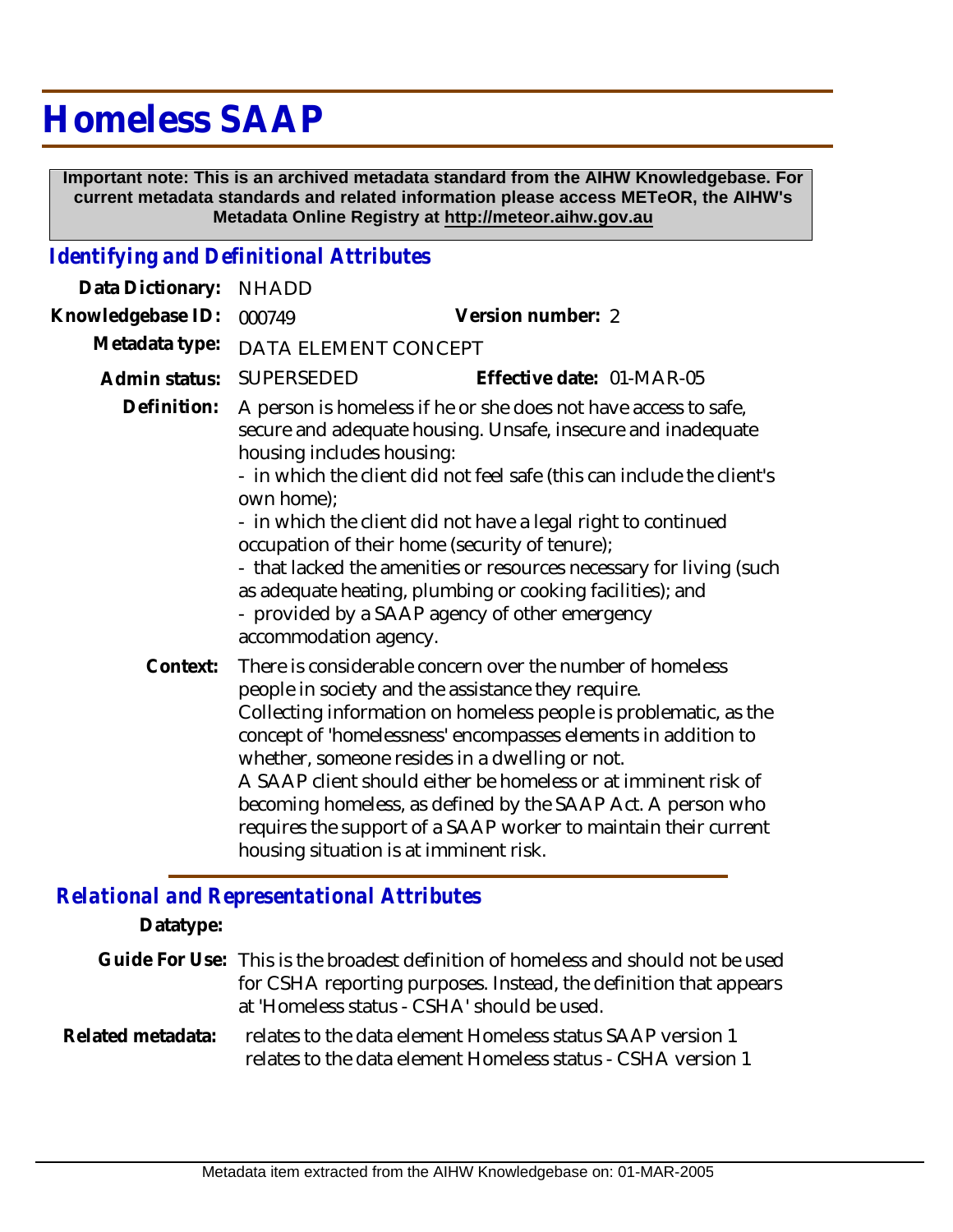# Homeless SAAP

**Important note: This is an archived metadata standard from the AIHW Knowledgebase. For current metadata standards and related information please access METeOR, the AIHW's Metadata Online Registry at http://meteor.aihw.gov.au**

## *Identifying and Definitional Attributes*

**Data Dictionary:** NHADD

**Knowledgebase ID:** 000749 **Version number:** 2

**Metadata type:** DATA ELEMENT CONCEPT

**Admin status:** SUPERSEDED **Effective date:** 01-MAR-05

**Definition:** A person is homeless if he or she does not have access to safe, secure and adequate housing. Unsafe, insecure and inadequate housing includes housing:
- in which the client did not feel safe (this can include the client's own home);
- in which the client did not have a legal right to continued occupation of their home (security of tenure);
- that lacked the amenities or resources necessary for living (such as adequate heating, plumbing or cooking facilities); and
- provided by a SAAP agency of other emergency accommodation agency.

**Context:** There is considerable concern over the number of homeless people in society and the assistance they require.
Collecting information on homeless people is problematic, as the concept of 'homelessness' encompasses elements in addition to whether, someone resides in a dwelling or not.
A SAAP client should either be homeless or at imminent risk of becoming homeless, as defined by the SAAP Act. A person who requires the support of a SAAP worker to maintain their current housing situation is at imminent risk.

## *Relational and Representational Attributes*

**Datatype:**

**Guide For Use:** This is the broadest definition of homeless and should not be used for CSHA reporting purposes. Instead, the definition that appears at 'Homeless status - CSHA' should be used.

**Related metadata:** relates to the data element Homeless status SAAP version 1
relates to the data element Homeless status - CSHA version 1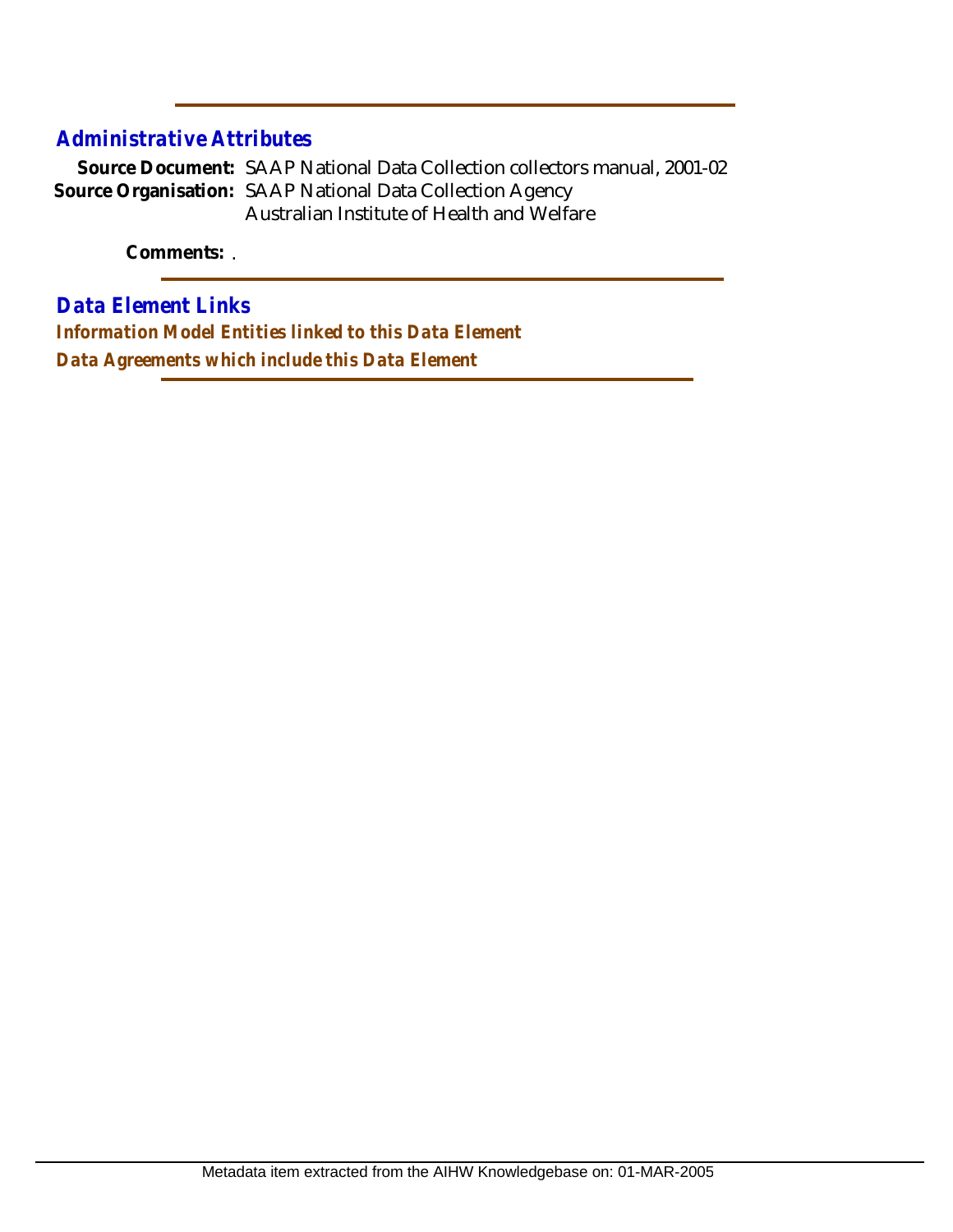## Administrative Attributes

**Source Document:** SAAP National Data Collection collectors manual, 2001-02

**Source Organisation:** SAAP National Data Collection Agency
Australian Institute of Health and Welfare

**Comments:** .

## Data Element Links

### *Information Model Entities linked to this Data Element*

### *Data Agreements which include this Data Element*

Metadata item extracted from the AIHW Knowledgebase on: 01-MAR-2005